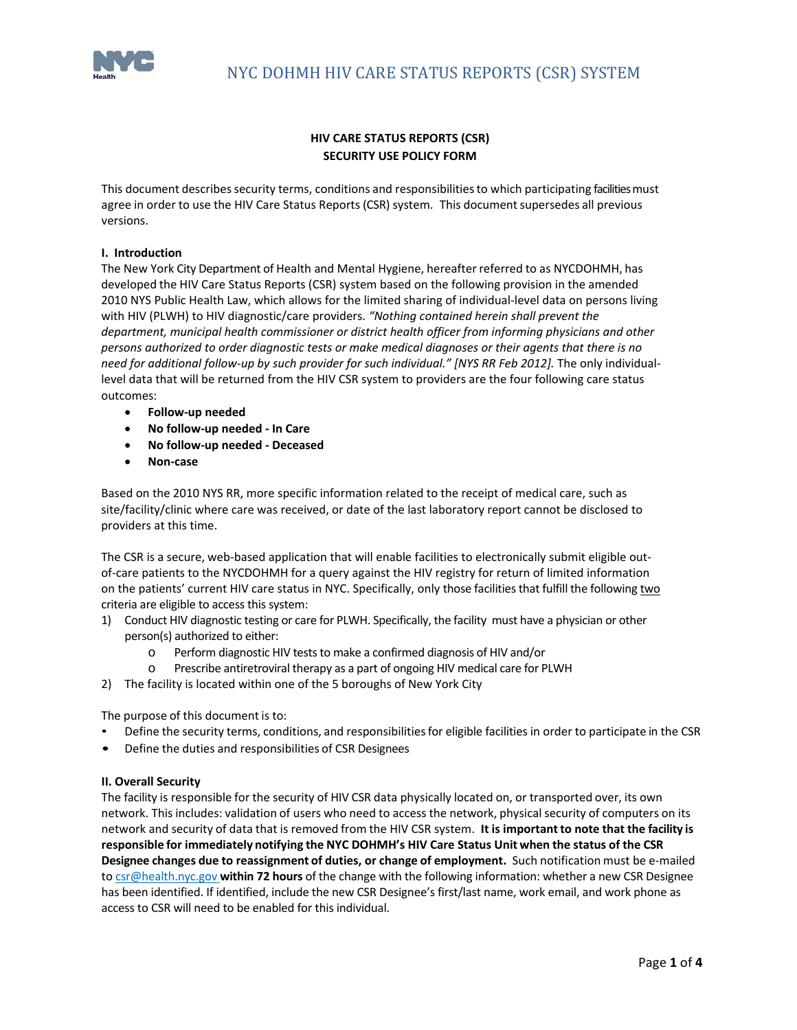# HIV CARE STATUS REPORTS (CSR)
# SECURITY USE POLICY FORM

This document describes security terms, conditions and responsibilities to which participating facilities must agree in order to use the HIV Care Status Reports (CSR) system. This document supersedes all previous versions.

**I. Introduction**

The New York City Department of Health and Mental Hygiene, hereafter referred to as NYCDOHMH, has developed the HIV Care Status Reports (CSR) system based on the following provision in the amended 2010 NYS Public Health Law, which allows for the limited sharing of individual-level data on persons living with HIV (PLWH) to HIV diagnostic/care providers. *"Nothing contained herein shall prevent the department, municipal health commissioner or district health officer from informing physicians and other persons authorized to order diagnostic tests or make medical diagnoses or their agents that there is no need for additional follow-up by such provider for such individual." [NYS RR Feb 2012].* The only individual-level data that will be returned from the HIV CSR system to providers are the four following care status outcomes:

- **Follow-up needed**
- **No follow-up needed - In Care**
- **No follow-up needed - Deceased**
- **Non-case**

Based on the 2010 NYS RR, more specific information related to the receipt of medical care, such as site/facility/clinic where care was received, or date of the last laboratory report cannot be disclosed to providers at this time.

The CSR is a secure, web-based application that will enable facilities to electronically submit eligible out-of-care patients to the NYCDOHMH for a query against the HIV registry for return of limited information on the patients' current HIV care status in NYC. Specifically, only those facilities that fulfill the following two criteria are eligible to access this system:

1) Conduct HIV diagnostic testing or care for PLWH. Specifically, the facility must have a physician or other person(s) authorized to either:
   - Perform diagnostic HIV tests to make a confirmed diagnosis of HIV and/or
   - Prescribe antiretroviral therapy as a part of ongoing HIV medical care for PLWH
2) The facility is located within one of the 5 boroughs of New York City

The purpose of this document is to:

- Define the security terms, conditions, and responsibilities for eligible facilities in order to participate in the CSR
- Define the duties and responsibilities of CSR Designees

**II. Overall Security**

The facility is responsible for the security of HIV CSR data physically located on, or transported over, its own network. This includes: validation of users who need to access the network, physical security of computers on its network and security of data that is removed from the HIV CSR system. **It is important to note that the facility is responsible for immediately notifying the NYC DOHMH's HIV Care Status Unit when the status of the CSR Designee changes due to reassignment of duties, or change of employment.** Such notification must be e-mailed to csr@health.nyc.gov **within 72 hours** of the change with the following information: whether a new CSR Designee has been identified. If identified, include the new CSR Designee's first/last name, work email, and work phone as access to CSR will need to be enabled for this individual.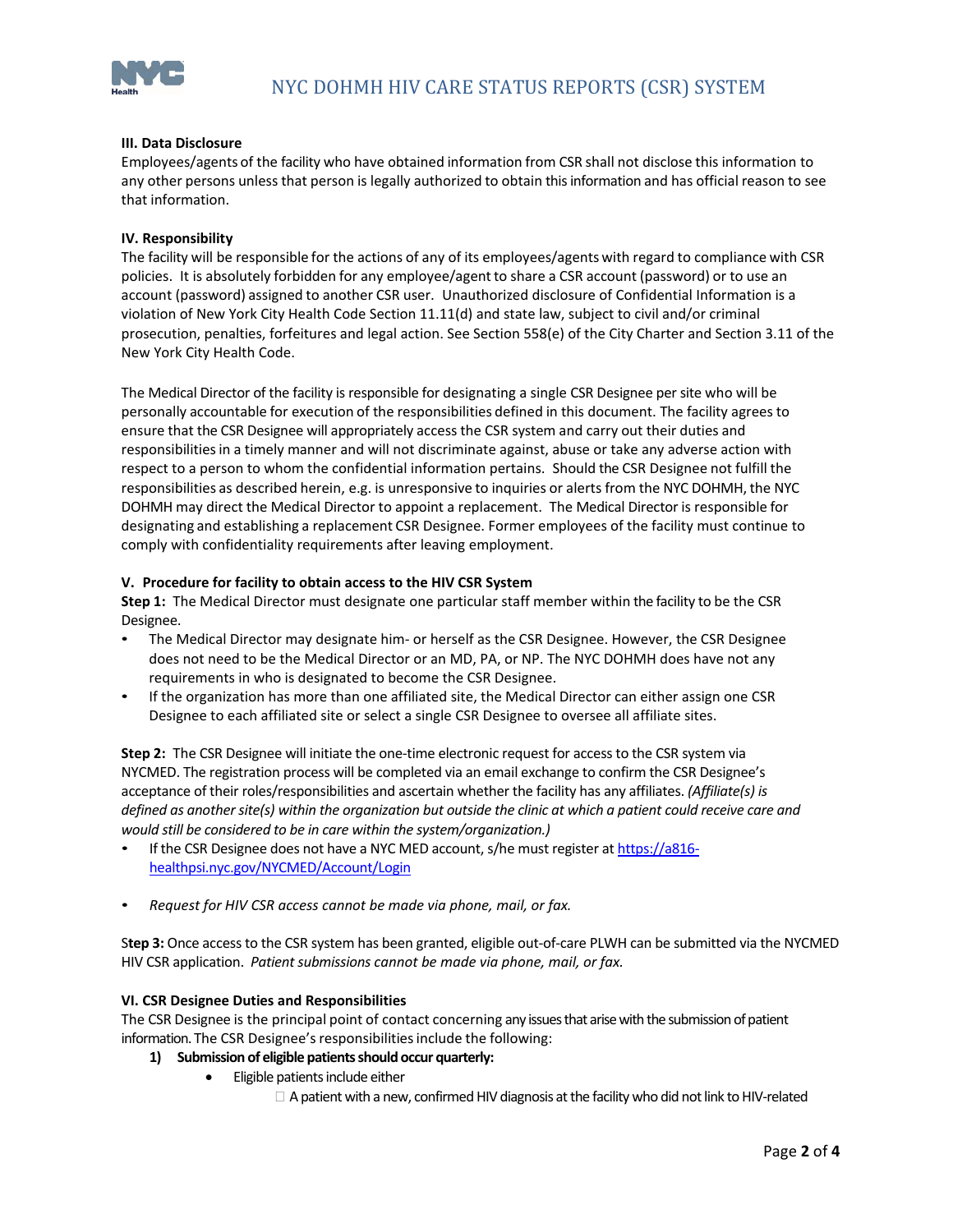### III. Data Disclosure

Employees/agents of the facility who have obtained information from CSR shall not disclose this information to any other persons unless that person is legally authorized to obtain this information and has official reason to see that information.

### IV. Responsibility

The facility will be responsible for the actions of any of its employees/agents with regard to compliance with CSR policies. It is absolutely forbidden for any employee/agent to share a CSR account (password) or to use an account (password) assigned to another CSR user. Unauthorized disclosure of Confidential Information is a violation of New York City Health Code Section 11.11(d) and state law, subject to civil and/or criminal prosecution, penalties, forfeitures and legal action. See Section 558(e) of the City Charter and Section 3.11 of the New York City Health Code.

The Medical Director of the facility is responsible for designating a single CSR Designee per site who will be personally accountable for execution of the responsibilities defined in this document. The facility agrees to ensure that the CSR Designee will appropriately access the CSR system and carry out their duties and responsibilities in a timely manner and will not discriminate against, abuse or take any adverse action with respect to a person to whom the confidential information pertains. Should the CSR Designee not fulfill the responsibilities as described herein, e.g. is unresponsive to inquiries or alerts from the NYC DOHMH, the NYC DOHMH may direct the Medical Director to appoint a replacement. The Medical Director is responsible for designating and establishing a replacement CSR Designee. Former employees of the facility must continue to comply with confidentiality requirements after leaving employment.

### V. Procedure for facility to obtain access to the HIV CSR System

**Step 1:** The Medical Director must designate one particular staff member within the facility to be the CSR Designee.

- The Medical Director may designate him- or herself as the CSR Designee. However, the CSR Designee does not need to be the Medical Director or an MD, PA, or NP. The NYC DOHMH does have not any requirements in who is designated to become the CSR Designee.
- If the organization has more than one affiliated site, the Medical Director can either assign one CSR Designee to each affiliated site or select a single CSR Designee to oversee all affiliate sites.

**Step 2:** The CSR Designee will initiate the one-time electronic request for access to the CSR system via NYCMED. The registration process will be completed via an email exchange to confirm the CSR Designee's acceptance of their roles/responsibilities and ascertain whether the facility has any affiliates. *(Affiliate(s) is defined as another site(s) within the organization but outside the clinic at which a patient could receive care and would still be considered to be in care within the system/organization.)*

- If the CSR Designee does not have a NYC MED account, s/he must register at https://a816-healthpsi.nyc.gov/NYCMED/Account/Login
- *Request for HIV CSR access cannot be made via phone, mail, or fax.*

**Step 3:** Once access to the CSR system has been granted, eligible out-of-care PLWH can be submitted via the NYCMED HIV CSR application. *Patient submissions cannot be made via phone, mail, or fax.*

### VI. CSR Designee Duties and Responsibilities

The CSR Designee is the principal point of contact concerning any issues that arise with the submission of patient information. The CSR Designee's responsibilities include the following:

1) **Submission of eligible patients should occur quarterly:**
   - Eligible patients include either
     - A patient with a new, confirmed HIV diagnosis at the facility who did not link to HIV-related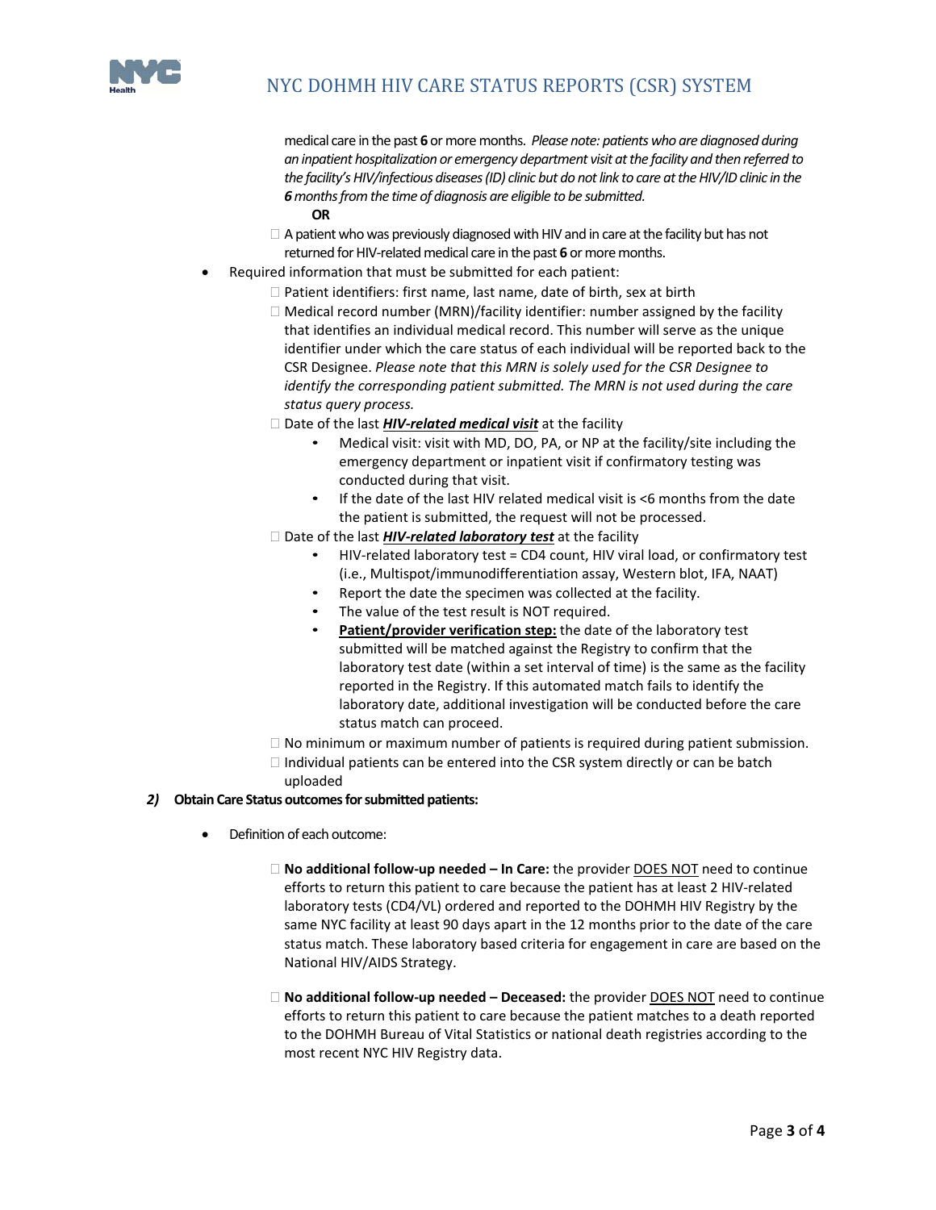medical care in the past **6** or more months. *Please note: patients who are diagnosed during an inpatient hospitalization or emergency department visit at the facility and then referred to the facility's HIV/infectious diseases (ID) clinic but do not link to care at the HIV/ID clinic in the **6** months from the time of diagnosis are eligible to be submitted.*

  **OR**

  - A patient who was previously diagnosed with HIV and in care at the facility but has not returned for HIV-related medical care in the past **6** or more months.

- Required information that must be submitted for each patient:
  - Patient identifiers: first name, last name, date of birth, sex at birth
  - Medical record number (MRN)/facility identifier: number assigned by the facility that identifies an individual medical record. This number will serve as the unique identifier under which the care status of each individual will be reported back to the CSR Designee. *Please note that this MRN is solely used for the CSR Designee to identify the corresponding patient submitted. The MRN is not used during the care status query process.*
  - Date of the last ***HIV-related medical visit*** at the facility
    - Medical visit: visit with MD, DO, PA, or NP at the facility/site including the emergency department or inpatient visit if confirmatory testing was conducted during that visit.
    - If the date of the last HIV related medical visit is <6 months from the date the patient is submitted, the request will not be processed.
  - Date of the last ***HIV-related laboratory test*** at the facility
    - HIV-related laboratory test = CD4 count, HIV viral load, or confirmatory test (i.e., Multispot/immunodifferentiation assay, Western blot, IFA, NAAT)
    - Report the date the specimen was collected at the facility.
    - The value of the test result is NOT required.
    - **Patient/provider verification step:** the date of the laboratory test submitted will be matched against the Registry to confirm that the laboratory test date (within a set interval of time) is the same as the facility reported in the Registry. If this automated match fails to identify the laboratory date, additional investigation will be conducted before the care status match can proceed.
  - No minimum or maximum number of patients is required during patient submission.
  - Individual patients can be entered into the CSR system directly or can be batch uploaded

***2)*** **Obtain Care Status outcomes for submitted patients:**

- Definition of each outcome:
  - **No additional follow-up needed – In Care:** the provider DOES NOT need to continue efforts to return this patient to care because the patient has at least 2 HIV-related laboratory tests (CD4/VL) ordered and reported to the DOHMH HIV Registry by the same NYC facility at least 90 days apart in the 12 months prior to the date of the care status match. These laboratory based criteria for engagement in care are based on the National HIV/AIDS Strategy.
  - **No additional follow-up needed – Deceased:** the provider DOES NOT need to continue efforts to return this patient to care because the patient matches to a death reported to the DOHMH Bureau of Vital Statistics or national death registries according to the most recent NYC HIV Registry data.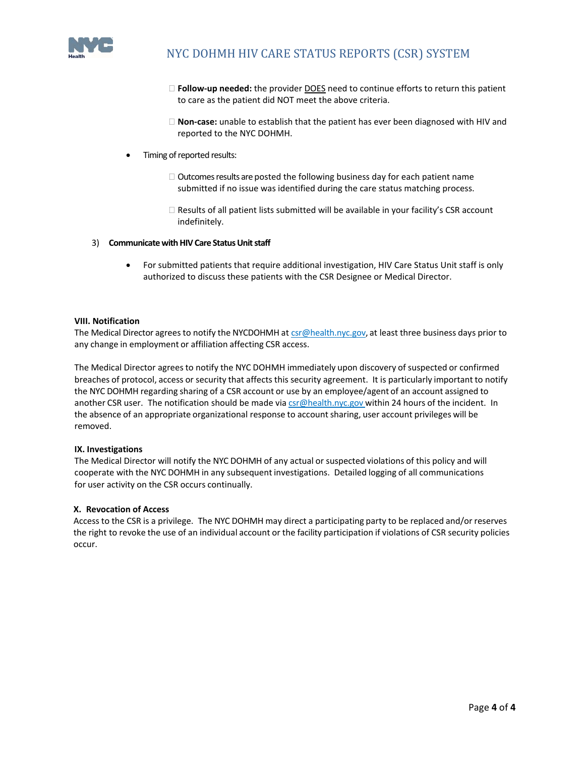- **Follow-up needed:** the provider DOES need to continue efforts to return this patient to care as the patient did NOT meet the above criteria.

- **Non-case:** unable to establish that the patient has ever been diagnosed with HIV and reported to the NYC DOHMH.

- Timing of reported results:

  - Outcomes results are posted the following business day for each patient name submitted if no issue was identified during the care status matching process.

  - Results of all patient lists submitted will be available in your facility's CSR account indefinitely.

3) **Communicate with HIV Care Status Unit staff**

- For submitted patients that require additional investigation, HIV Care Status Unit staff is only authorized to discuss these patients with the CSR Designee or Medical Director.

**VIII. Notification**

The Medical Director agrees to notify the NYCDOHMH at csr@health.nyc.gov, at least three business days prior to any change in employment or affiliation affecting CSR access.

The Medical Director agrees to notify the NYC DOHMH immediately upon discovery of suspected or confirmed breaches of protocol, access or security that affects this security agreement. It is particularly important to notify the NYC DOHMH regarding sharing of a CSR account or use by an employee/agent of an account assigned to another CSR user. The notification should be made via csr@health.nyc.gov within 24 hours of the incident. In the absence of an appropriate organizational response to account sharing, user account privileges will be removed.

**IX. Investigations**

The Medical Director will notify the NYC DOHMH of any actual or suspected violations of this policy and will cooperate with the NYC DOHMH in any subsequent investigations. Detailed logging of all communications for user activity on the CSR occurs continually.

**X. Revocation of Access**

Access to the CSR is a privilege. The NYC DOHMH may direct a participating party to be replaced and/or reserves the right to revoke the use of an individual account or the facility participation if violations of CSR security policies occur.